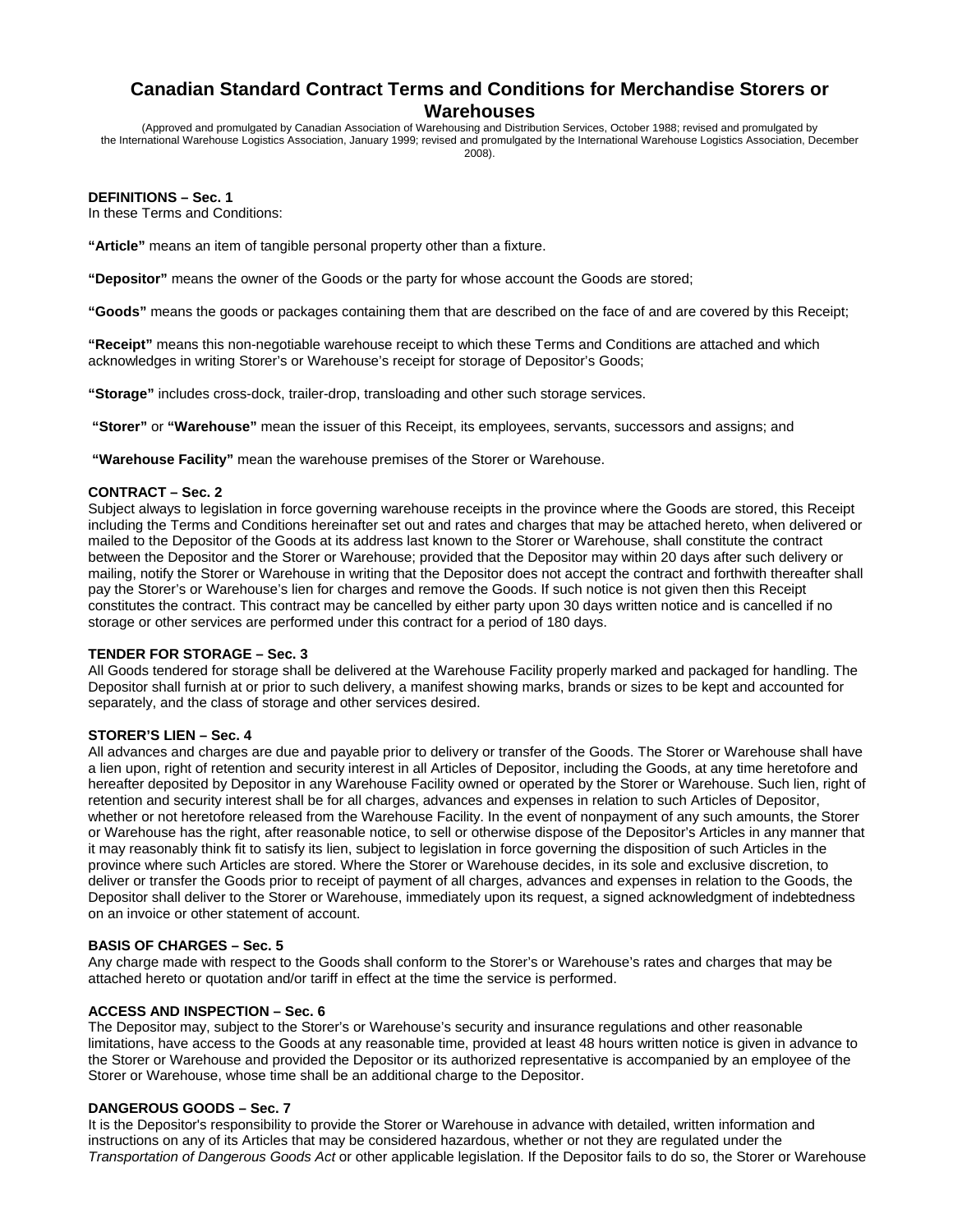# Canadian Standard Contract Terms and Conditions for Merchandise Storers or Warehouses

(Approved and promulgated by Canadian Association of Warehousing and Distribution Services, October 1988; revised and promulgated by the International Warehouse Logistics Association, January 1999; revised and promulgated by the International Warehouse Logistics Association, December 2008).

**DEFINITIONS – Sec. 1**

In these Terms and Conditions:

**"Article"** means an item of tangible personal property other than a fixture.

**"Depositor"** means the owner of the Goods or the party for whose account the Goods are stored;

**"Goods"** means the goods or packages containing them that are described on the face of and are covered by this Receipt;

**"Receipt"** means this non-negotiable warehouse receipt to which these Terms and Conditions are attached and which acknowledges in writing Storer's or Warehouse's receipt for storage of Depositor's Goods;

**"Storage"** includes cross-dock, trailer-drop, transloading and other such storage services.

**"Storer"** or **"Warehouse"** mean the issuer of this Receipt, its employees, servants, successors and assigns; and

**"Warehouse Facility"** mean the warehouse premises of the Storer or Warehouse.

**CONTRACT – Sec. 2**

Subject always to legislation in force governing warehouse receipts in the province where the Goods are stored, this Receipt including the Terms and Conditions hereinafter set out and rates and charges that may be attached hereto, when delivered or mailed to the Depositor of the Goods at its address last known to the Storer or Warehouse, shall constitute the contract between the Depositor and the Storer or Warehouse; provided that the Depositor may within 20 days after such delivery or mailing, notify the Storer or Warehouse in writing that the Depositor does not accept the contract and forthwith thereafter shall pay the Storer's or Warehouse's lien for charges and remove the Goods. If such notice is not given then this Receipt constitutes the contract. This contract may be cancelled by either party upon 30 days written notice and is cancelled if no storage or other services are performed under this contract for a period of 180 days.

**TENDER FOR STORAGE – Sec. 3**

All Goods tendered for storage shall be delivered at the Warehouse Facility properly marked and packaged for handling. The Depositor shall furnish at or prior to such delivery, a manifest showing marks, brands or sizes to be kept and accounted for separately, and the class of storage and other services desired.

**STORER'S LIEN – Sec. 4**

All advances and charges are due and payable prior to delivery or transfer of the Goods. The Storer or Warehouse shall have a lien upon, right of retention and security interest in all Articles of Depositor, including the Goods, at any time heretofore and hereafter deposited by Depositor in any Warehouse Facility owned or operated by the Storer or Warehouse. Such lien, right of retention and security interest shall be for all charges, advances and expenses in relation to such Articles of Depositor, whether or not heretofore released from the Warehouse Facility. In the event of nonpayment of any such amounts, the Storer or Warehouse has the right, after reasonable notice, to sell or otherwise dispose of the Depositor's Articles in any manner that it may reasonably think fit to satisfy its lien, subject to legislation in force governing the disposition of such Articles in the province where such Articles are stored. Where the Storer or Warehouse decides, in its sole and exclusive discretion, to deliver or transfer the Goods prior to receipt of payment of all charges, advances and expenses in relation to the Goods, the Depositor shall deliver to the Storer or Warehouse, immediately upon its request, a signed acknowledgment of indebtedness on an invoice or other statement of account.

**BASIS OF CHARGES – Sec. 5**

Any charge made with respect to the Goods shall conform to the Storer's or Warehouse's rates and charges that may be attached hereto or quotation and/or tariff in effect at the time the service is performed.

**ACCESS AND INSPECTION – Sec. 6**

The Depositor may, subject to the Storer's or Warehouse's security and insurance regulations and other reasonable limitations, have access to the Goods at any reasonable time, provided at least 48 hours written notice is given in advance to the Storer or Warehouse and provided the Depositor or its authorized representative is accompanied by an employee of the Storer or Warehouse, whose time shall be an additional charge to the Depositor.

**DANGEROUS GOODS – Sec. 7**

It is the Depositor's responsibility to provide the Storer or Warehouse in advance with detailed, written information and instructions on any of its Articles that may be considered hazardous, whether or not they are regulated under the *Transportation of Dangerous Goods Act* or other applicable legislation. If the Depositor fails to do so, the Storer or Warehouse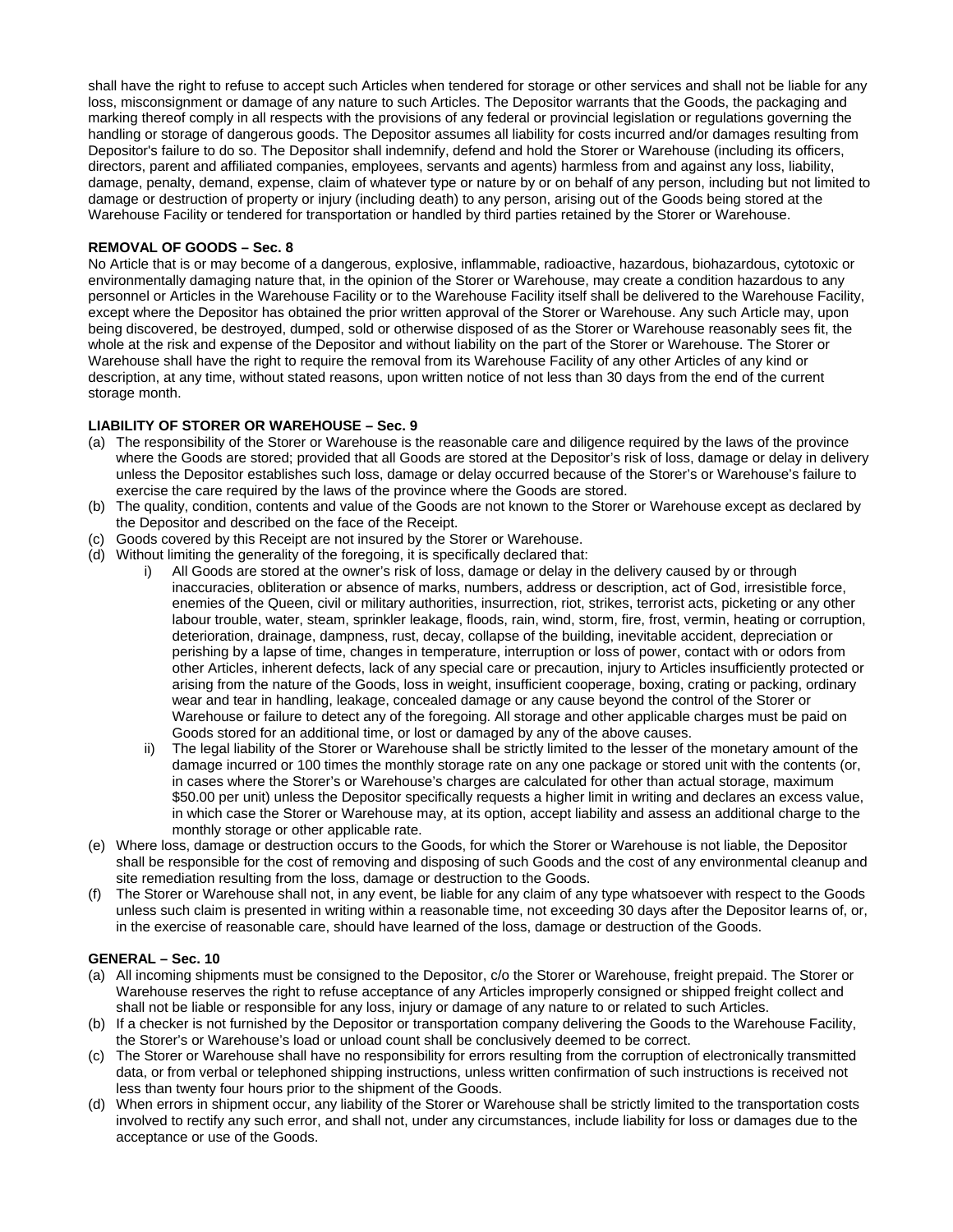shall have the right to refuse to accept such Articles when tendered for storage or other services and shall not be liable for any loss, misconsignment or damage of any nature to such Articles. The Depositor warrants that the Goods, the packaging and marking thereof comply in all respects with the provisions of any federal or provincial legislation or regulations governing the handling or storage of dangerous goods. The Depositor assumes all liability for costs incurred and/or damages resulting from Depositor's failure to do so. The Depositor shall indemnify, defend and hold the Storer or Warehouse (including its officers, directors, parent and affiliated companies, employees, servants and agents) harmless from and against any loss, liability, damage, penalty, demand, expense, claim of whatever type or nature by or on behalf of any person, including but not limited to damage or destruction of property or injury (including death) to any person, arising out of the Goods being stored at the Warehouse Facility or tendered for transportation or handled by third parties retained by the Storer or Warehouse.

**REMOVAL OF GOODS – Sec. 8**

No Article that is or may become of a dangerous, explosive, inflammable, radioactive, hazardous, biohazardous, cytotoxic or environmentally damaging nature that, in the opinion of the Storer or Warehouse, may create a condition hazardous to any personnel or Articles in the Warehouse Facility or to the Warehouse Facility itself shall be delivered to the Warehouse Facility, except where the Depositor has obtained the prior written approval of the Storer or Warehouse. Any such Article may, upon being discovered, be destroyed, dumped, sold or otherwise disposed of as the Storer or Warehouse reasonably sees fit, the whole at the risk and expense of the Depositor and without liability on the part of the Storer or Warehouse. The Storer or Warehouse shall have the right to require the removal from its Warehouse Facility of any other Articles of any kind or description, at any time, without stated reasons, upon written notice of not less than 30 days from the end of the current storage month.

**LIABILITY OF STORER OR WAREHOUSE – Sec. 9**

(a) The responsibility of the Storer or Warehouse is the reasonable care and diligence required by the laws of the province where the Goods are stored; provided that all Goods are stored at the Depositor's risk of loss, damage or delay in delivery unless the Depositor establishes such loss, damage or delay occurred because of the Storer's or Warehouse's failure to exercise the care required by the laws of the province where the Goods are stored.
(b) The quality, condition, contents and value of the Goods are not known to the Storer or Warehouse except as declared by the Depositor and described on the face of the Receipt.
(c) Goods covered by this Receipt are not insured by the Storer or Warehouse.
(d) Without limiting the generality of the foregoing, it is specifically declared that:
   i) All Goods are stored at the owner's risk of loss, damage or delay in the delivery caused by or through inaccuracies, obliteration or absence of marks, numbers, address or description, act of God, irresistible force, enemies of the Queen, civil or military authorities, insurrection, riot, strikes, terrorist acts, picketing or any other labour trouble, water, steam, sprinkler leakage, floods, rain, wind, storm, fire, frost, vermin, heating or corruption, deterioration, drainage, dampness, rust, decay, collapse of the building, inevitable accident, depreciation or perishing by a lapse of time, changes in temperature, interruption or loss of power, contact with or odors from other Articles, inherent defects, lack of any special care or precaution, injury to Articles insufficiently protected or arising from the nature of the Goods, loss in weight, insufficient cooperage, boxing, crating or packing, ordinary wear and tear in handling, leakage, concealed damage or any cause beyond the control of the Storer or Warehouse or failure to detect any of the foregoing. All storage and other applicable charges must be paid on Goods stored for an additional time, or lost or damaged by any of the above causes.
   ii) The legal liability of the Storer or Warehouse shall be strictly limited to the lesser of the monetary amount of the damage incurred or 100 times the monthly storage rate on any one package or stored unit with the contents (or, in cases where the Storer's or Warehouse's charges are calculated for other than actual storage, maximum $50.00 per unit) unless the Depositor specifically requests a higher limit in writing and declares an excess value, in which case the Storer or Warehouse may, at its option, accept liability and assess an additional charge to the monthly storage or other applicable rate.
(e) Where loss, damage or destruction occurs to the Goods, for which the Storer or Warehouse is not liable, the Depositor shall be responsible for the cost of removing and disposing of such Goods and the cost of any environmental cleanup and site remediation resulting from the loss, damage or destruction to the Goods.
(f) The Storer or Warehouse shall not, in any event, be liable for any claim of any type whatsoever with respect to the Goods unless such claim is presented in writing within a reasonable time, not exceeding 30 days after the Depositor learns of, or, in the exercise of reasonable care, should have learned of the loss, damage or destruction of the Goods.

**GENERAL – Sec. 10**

(a) All incoming shipments must be consigned to the Depositor, c/o the Storer or Warehouse, freight prepaid. The Storer or Warehouse reserves the right to refuse acceptance of any Articles improperly consigned or shipped freight collect and shall not be liable or responsible for any loss, injury or damage of any nature to or related to such Articles.
(b) If a checker is not furnished by the Depositor or transportation company delivering the Goods to the Warehouse Facility, the Storer's or Warehouse's load or unload count shall be conclusively deemed to be correct.
(c) The Storer or Warehouse shall have no responsibility for errors resulting from the corruption of electronically transmitted data, or from verbal or telephoned shipping instructions, unless written confirmation of such instructions is received not less than twenty four hours prior to the shipment of the Goods.
(d) When errors in shipment occur, any liability of the Storer or Warehouse shall be strictly limited to the transportation costs involved to rectify any such error, and shall not, under any circumstances, include liability for loss or damages due to the acceptance or use of the Goods.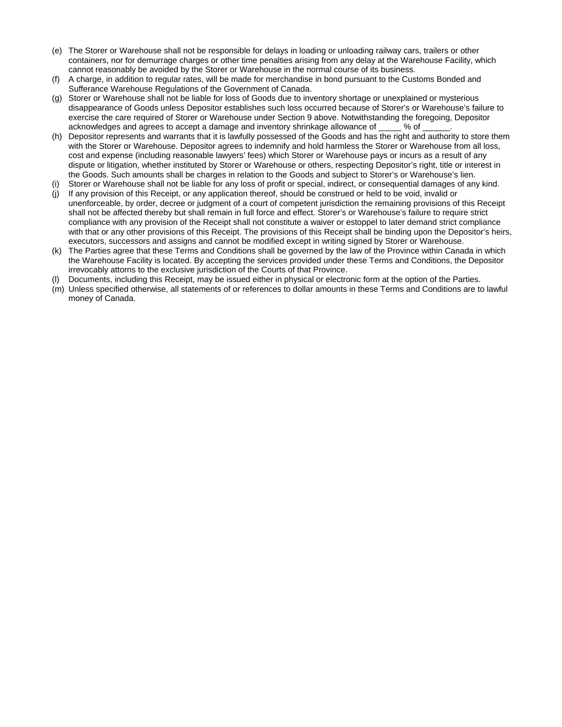(e) The Storer or Warehouse shall not be responsible for delays in loading or unloading railway cars, trailers or other containers, nor for demurrage charges or other time penalties arising from any delay at the Warehouse Facility, which cannot reasonably be avoided by the Storer or Warehouse in the normal course of its business.

(f) A charge, in addition to regular rates, will be made for merchandise in bond pursuant to the Customs Bonded and Sufferance Warehouse Regulations of the Government of Canada.

(g) Storer or Warehouse shall not be liable for loss of Goods due to inventory shortage or unexplained or mysterious disappearance of Goods unless Depositor establishes such loss occurred because of Storer's or Warehouse's failure to exercise the care required of Storer or Warehouse under Section 9 above. Notwithstanding the foregoing, Depositor acknowledges and agrees to accept a damage and inventory shrinkage allowance of _____ % of ______.

(h) Depositor represents and warrants that it is lawfully possessed of the Goods and has the right and authority to store them with the Storer or Warehouse. Depositor agrees to indemnify and hold harmless the Storer or Warehouse from all loss, cost and expense (including reasonable lawyers' fees) which Storer or Warehouse pays or incurs as a result of any dispute or litigation, whether instituted by Storer or Warehouse or others, respecting Depositor's right, title or interest in the Goods. Such amounts shall be charges in relation to the Goods and subject to Storer's or Warehouse's lien.

(i) Storer or Warehouse shall not be liable for any loss of profit or special, indirect, or consequential damages of any kind.

(j) If any provision of this Receipt, or any application thereof, should be construed or held to be void, invalid or unenforceable, by order, decree or judgment of a court of competent jurisdiction the remaining provisions of this Receipt shall not be affected thereby but shall remain in full force and effect. Storer's or Warehouse's failure to require strict compliance with any provision of the Receipt shall not constitute a waiver or estoppel to later demand strict compliance with that or any other provisions of this Receipt. The provisions of this Receipt shall be binding upon the Depositor's heirs, executors, successors and assigns and cannot be modified except in writing signed by Storer or Warehouse.

(k) The Parties agree that these Terms and Conditions shall be governed by the law of the Province within Canada in which the Warehouse Facility is located. By accepting the services provided under these Terms and Conditions, the Depositor irrevocably attorns to the exclusive jurisdiction of the Courts of that Province.

(l) Documents, including this Receipt, may be issued either in physical or electronic form at the option of the Parties.

(m) Unless specified otherwise, all statements of or references to dollar amounts in these Terms and Conditions are to lawful money of Canada.